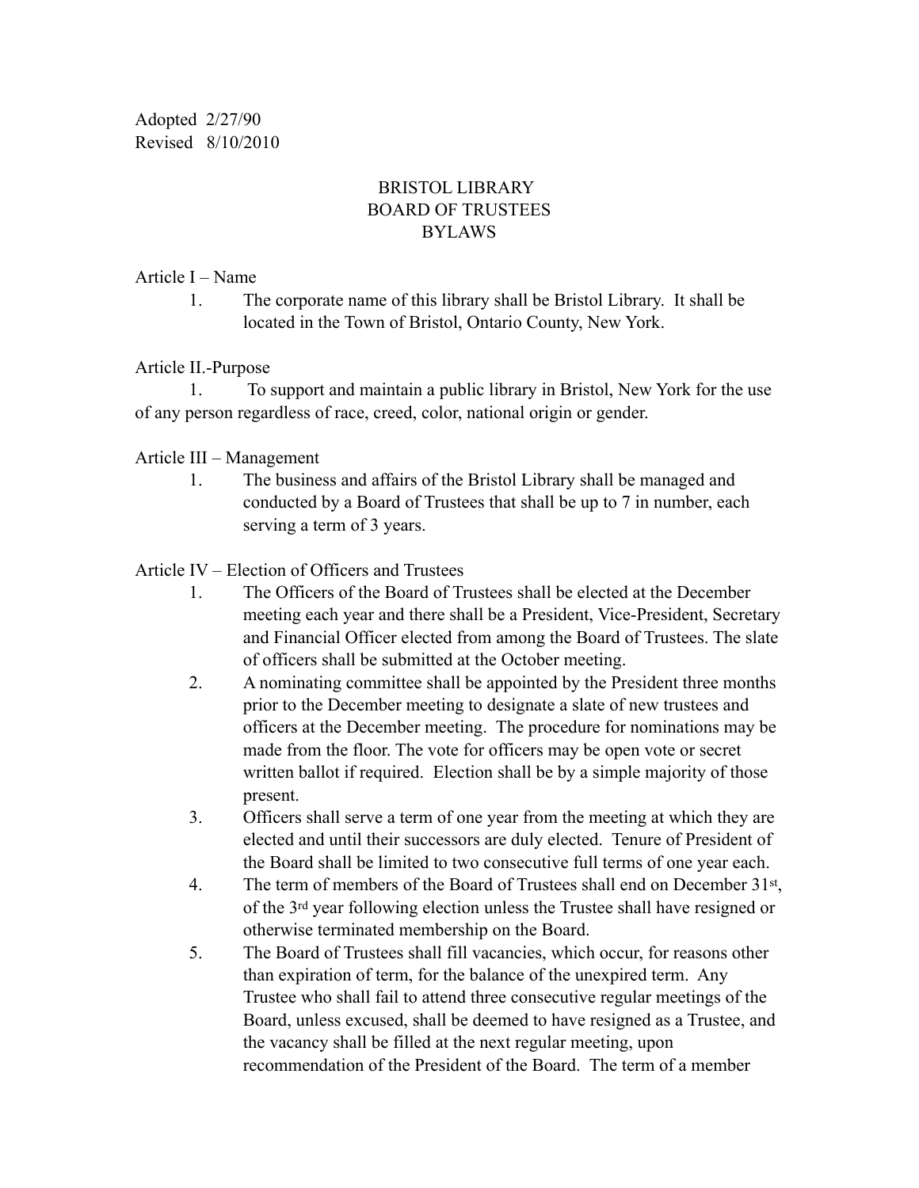Adopted 2/27/90
Revised 8/10/2010

# BRISTOL LIBRARY
# BOARD OF TRUSTEES
# BYLAWS

Article I – Name

1. The corporate name of this library shall be Bristol Library. It shall be located in the Town of Bristol, Ontario County, New York.

Article II.-Purpose

1. To support and maintain a public library in Bristol, New York for the use of any person regardless of race, creed, color, national origin or gender.

Article III – Management

1. The business and affairs of the Bristol Library shall be managed and conducted by a Board of Trustees that shall be up to 7 in number, each serving a term of 3 years.

Article IV – Election of Officers and Trustees

1. The Officers of the Board of Trustees shall be elected at the December meeting each year and there shall be a President, Vice-President, Secretary and Financial Officer elected from among the Board of Trustees. The slate of officers shall be submitted at the October meeting.
2. A nominating committee shall be appointed by the President three months prior to the December meeting to designate a slate of new trustees and officers at the December meeting. The procedure for nominations may be made from the floor. The vote for officers may be open vote or secret written ballot if required. Election shall be by a simple majority of those present.
3. Officers shall serve a term of one year from the meeting at which they are elected and until their successors are duly elected. Tenure of President of the Board shall be limited to two consecutive full terms of one year each.
4. The term of members of the Board of Trustees shall end on December 31st, of the 3rd year following election unless the Trustee shall have resigned or otherwise terminated membership on the Board.
5. The Board of Trustees shall fill vacancies, which occur, for reasons other than expiration of term, for the balance of the unexpired term. Any Trustee who shall fail to attend three consecutive regular meetings of the Board, unless excused, shall be deemed to have resigned as a Trustee, and the vacancy shall be filled at the next regular meeting, upon recommendation of the President of the Board. The term of a member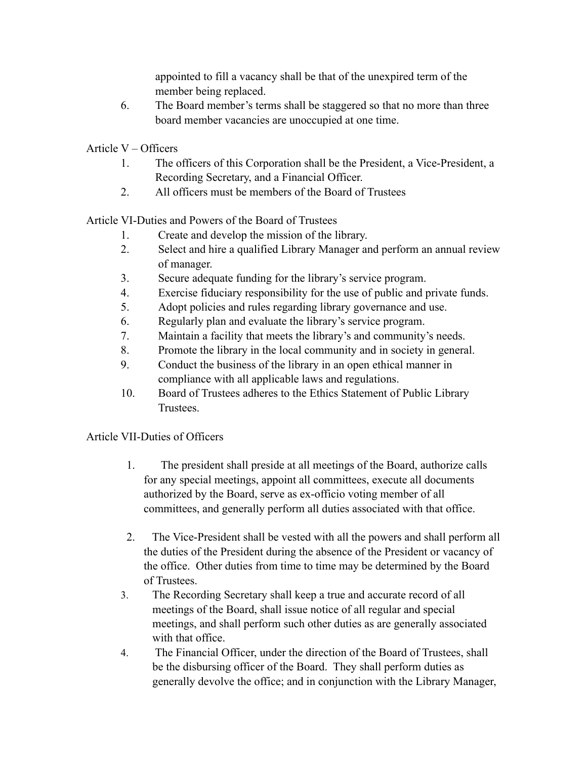appointed to fill a vacancy shall be that of the unexpired term of the member being replaced.

6. The Board member's terms shall be staggered so that no more than three board member vacancies are unoccupied at one time.

## Article V – Officers

1. The officers of this Corporation shall be the President, a Vice-President, a Recording Secretary, and a Financial Officer.
2. All officers must be members of the Board of Trustees

## Article VI-Duties and Powers of the Board of Trustees

1. Create and develop the mission of the library.
2. Select and hire a qualified Library Manager and perform an annual review of manager.
3. Secure adequate funding for the library's service program.
4. Exercise fiduciary responsibility for the use of public and private funds.
5. Adopt policies and rules regarding library governance and use.
6. Regularly plan and evaluate the library's service program.
7. Maintain a facility that meets the library's and community's needs.
8. Promote the library in the local community and in society in general.
9. Conduct the business of the library in an open ethical manner in compliance with all applicable laws and regulations.
10. Board of Trustees adheres to the Ethics Statement of Public Library Trustees.

## Article VII-Duties of Officers

1. The president shall preside at all meetings of the Board, authorize calls for any special meetings, appoint all committees, execute all documents authorized by the Board, serve as ex-officio voting member of all committees, and generally perform all duties associated with that office.

2. The Vice-President shall be vested with all the powers and shall perform all the duties of the President during the absence of the President or vacancy of the office. Other duties from time to time may be determined by the Board of Trustees.
3. The Recording Secretary shall keep a true and accurate record of all meetings of the Board, shall issue notice of all regular and special meetings, and shall perform such other duties as are generally associated with that office.
4. The Financial Officer, under the direction of the Board of Trustees, shall be the disbursing officer of the Board. They shall perform duties as generally devolve the office; and in conjunction with the Library Manager,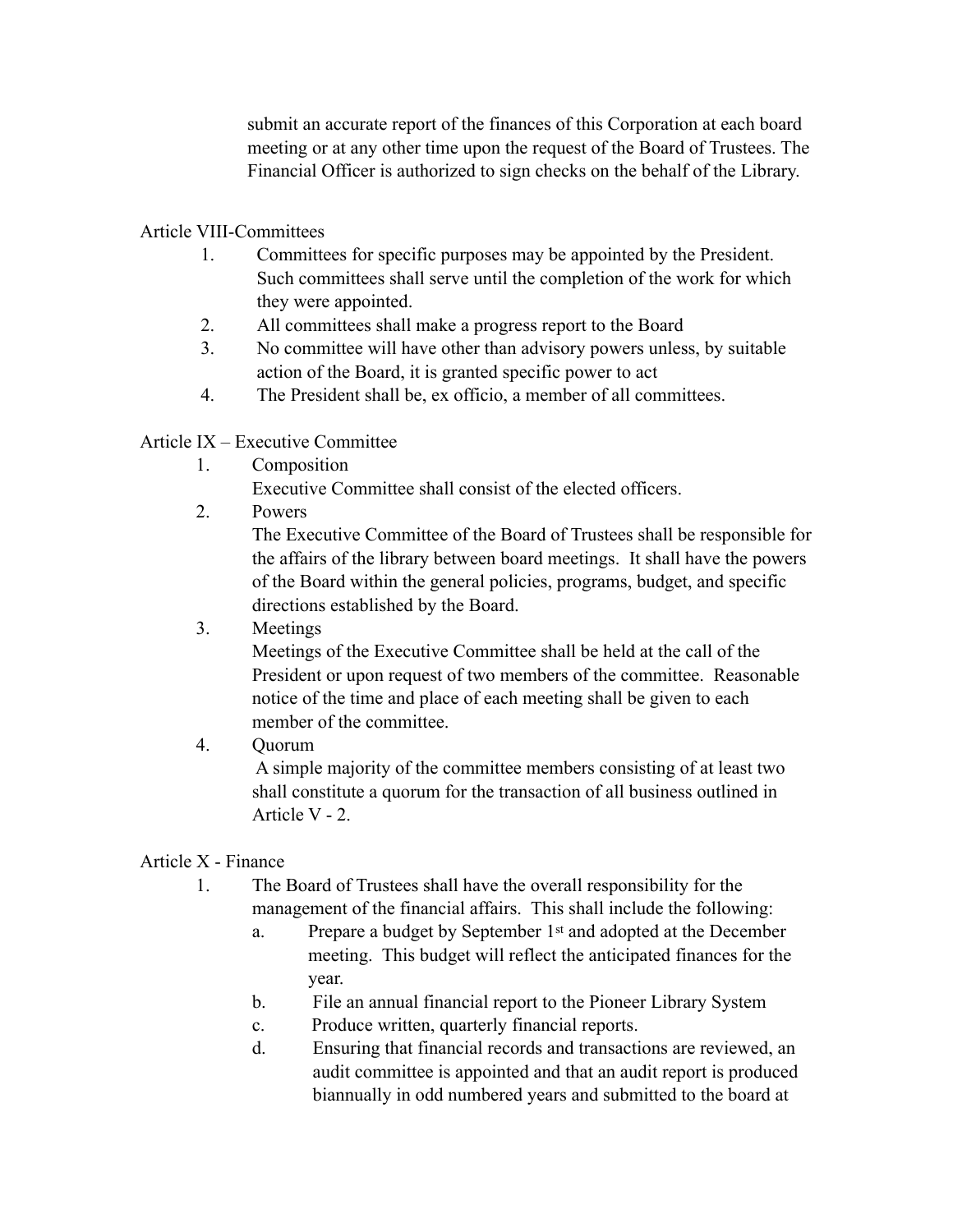submit an accurate report of the finances of this Corporation at each board meeting or at any other time upon the request of the Board of Trustees. The Financial Officer is authorized to sign checks on the behalf of the Library.

## Article VIII-Committees

1. Committees for specific purposes may be appointed by the President. Such committees shall serve until the completion of the work for which they were appointed.
2. All committees shall make a progress report to the Board
3. No committee will have other than advisory powers unless, by suitable action of the Board, it is granted specific power to act
4. The President shall be, ex officio, a member of all committees.

## Article IX – Executive Committee

1. Composition
   Executive Committee shall consist of the elected officers.
2. Powers
   The Executive Committee of the Board of Trustees shall be responsible for the affairs of the library between board meetings. It shall have the powers of the Board within the general policies, programs, budget, and specific directions established by the Board.
3. Meetings
   Meetings of the Executive Committee shall be held at the call of the President or upon request of two members of the committee. Reasonable notice of the time and place of each meeting shall be given to each member of the committee.
4. Quorum
   A simple majority of the committee members consisting of at least two shall constitute a quorum for the transaction of all business outlined in Article V - 2.

## Article X - Finance

1. The Board of Trustees shall have the overall responsibility for the management of the financial affairs. This shall include the following:
   a. Prepare a budget by September 1st and adopted at the December meeting. This budget will reflect the anticipated finances for the year.
   b. File an annual financial report to the Pioneer Library System
   c. Produce written, quarterly financial reports.
   d. Ensuring that financial records and transactions are reviewed, an audit committee is appointed and that an audit report is produced biannually in odd numbered years and submitted to the board at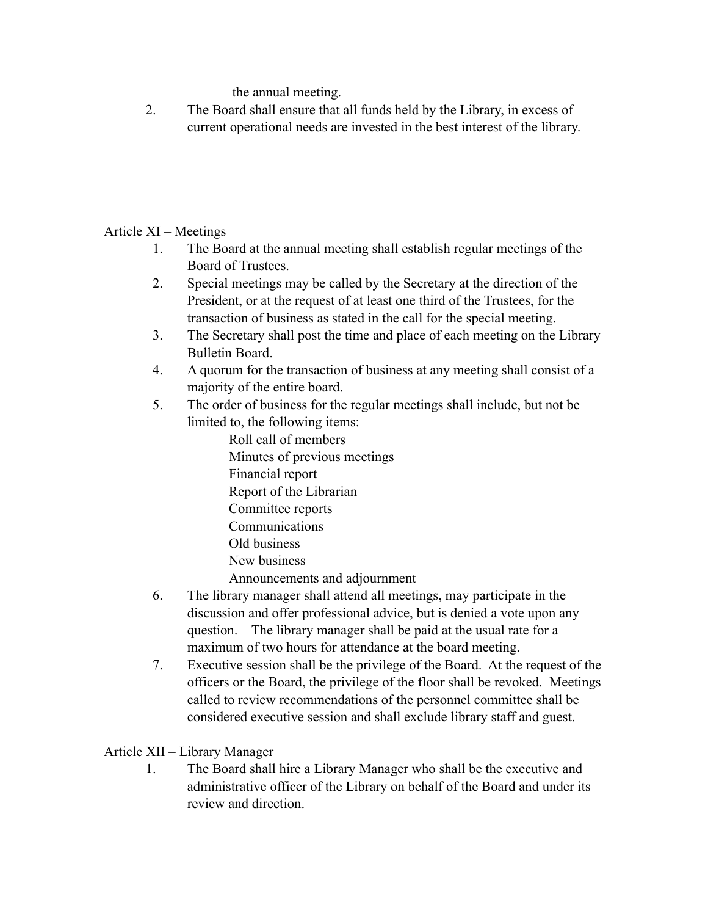the annual meeting.

2. The Board shall ensure that all funds held by the Library, in excess of current operational needs are invested in the best interest of the library.

## Article XI – Meetings

1. The Board at the annual meeting shall establish regular meetings of the Board of Trustees.
2. Special meetings may be called by the Secretary at the direction of the President, or at the request of at least one third of the Trustees, for the transaction of business as stated in the call for the special meeting.
3. The Secretary shall post the time and place of each meeting on the Library Bulletin Board.
4. A quorum for the transaction of business at any meeting shall consist of a majority of the entire board.
5. The order of business for the regular meetings shall include, but not be limited to, the following items:
   - Roll call of members
   - Minutes of previous meetings
   - Financial report
   - Report of the Librarian
   - Committee reports
   - Communications
   - Old business
   - New business
   - Announcements and adjournment
6. The library manager shall attend all meetings, may participate in the discussion and offer professional advice, but is denied a vote upon any question. The library manager shall be paid at the usual rate for a maximum of two hours for attendance at the board meeting.
7. Executive session shall be the privilege of the Board. At the request of the officers or the Board, the privilege of the floor shall be revoked. Meetings called to review recommendations of the personnel committee shall be considered executive session and shall exclude library staff and guest.

## Article XII – Library Manager

1. The Board shall hire a Library Manager who shall be the executive and administrative officer of the Library on behalf of the Board and under its review and direction.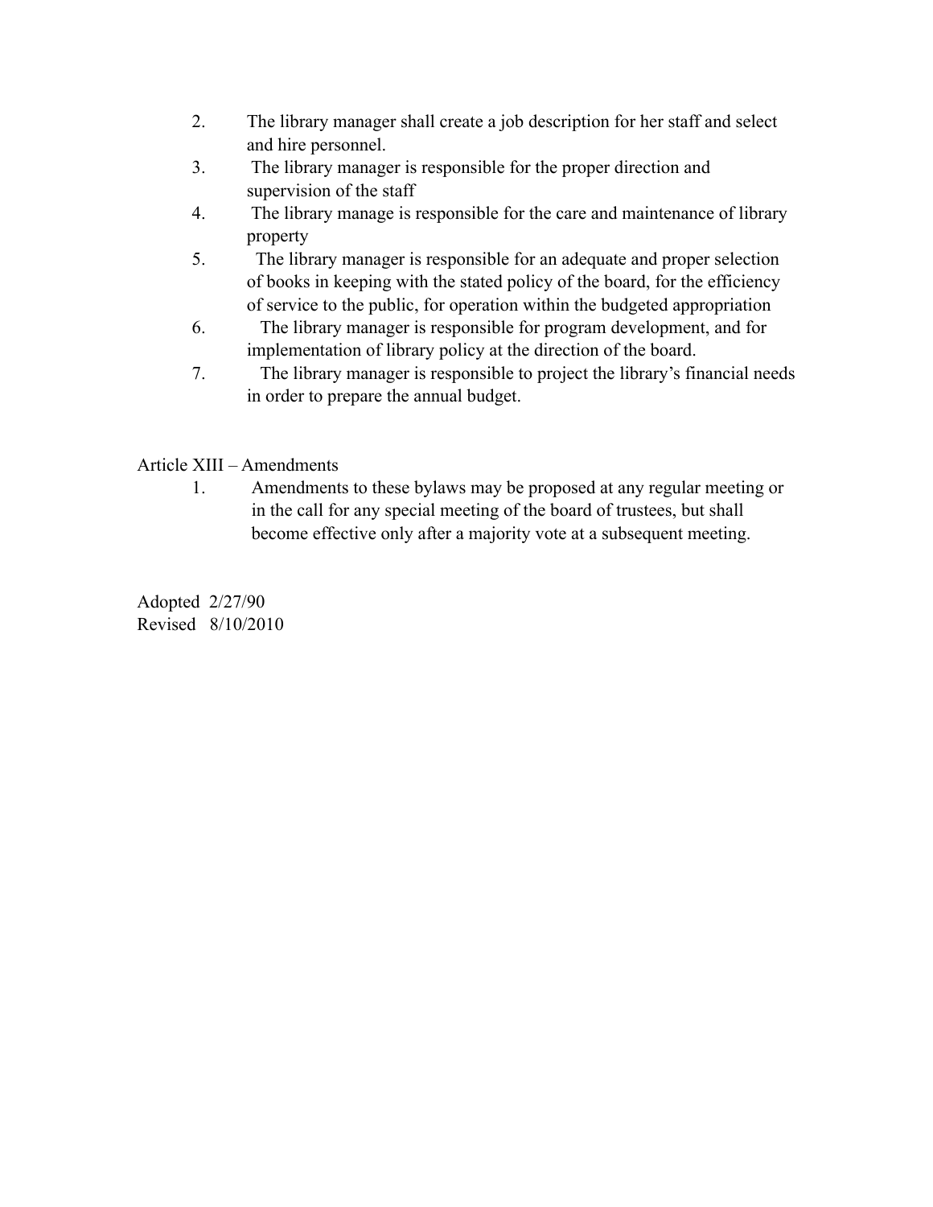2. The library manager shall create a job description for her staff and select and hire personnel.
3. The library manager is responsible for the proper direction and supervision of the staff
4. The library manage is responsible for the care and maintenance of library property
5. The library manager is responsible for an adequate and proper selection of books in keeping with the stated policy of the board, for the efficiency of service to the public, for operation within the budgeted appropriation
6. The library manager is responsible for program development, and for implementation of library policy at the direction of the board.
7. The library manager is responsible to project the library's financial needs in order to prepare the annual budget.

Article XIII – Amendments

1. Amendments to these bylaws may be proposed at any regular meeting or in the call for any special meeting of the board of trustees, but shall become effective only after a majority vote at a subsequent meeting.

Adopted 2/27/90
Revised 8/10/2010